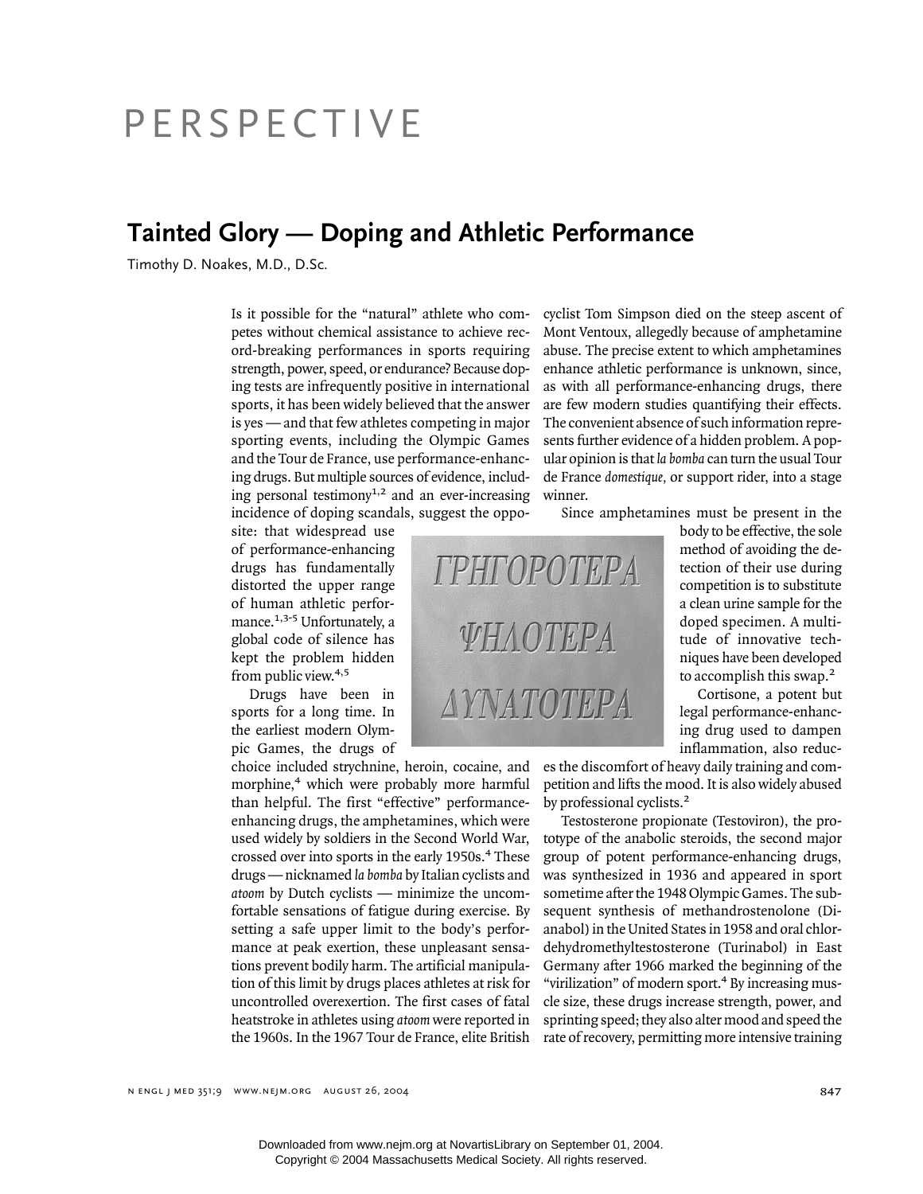# PERSPECTIVE

## Tainted Glory — Doping and Athletic Performance

Timothy D. Noakes, M.D., D.Sc.

Is it possible for the "natural" athlete who competes without chemical assistance to achieve record-breaking performances in sports requiring strength, power, speed, or endurance? Because doping tests are infrequently positive in international sports, it has been widely believed that the answer is yes — and that few athletes competing in major sporting events, including the Olympic Games and the Tour de France, use performance-enhancing drugs. But multiple sources of evidence, including personal testimony[1,2] and an ever-increasing incidence of doping scandals, suggest the opposite: that widespread use of performance-enhancing drugs has fundamentally distorted the upper range of human athletic performance.[1,3-5] Unfortunately, a global code of silence has kept the problem hidden from public view.[4,5]

ΓΡΗΓΟΡΟΤΕΡΑ
ΨΗΛΟΤΕΡΑ
ΔΥΝΑΤΟΤΕΡΑ

Drugs have been in sports for a long time. In the earliest modern Olympic Games, the drugs of choice included strychnine, heroin, cocaine, and morphine,[4] which were probably more harmful than helpful. The first "effective" performance-enhancing drugs, the amphetamines, which were used widely by soldiers in the Second World War, crossed over into sports in the early 1950s.[4] These drugs — nicknamed *la bomba* by Italian cyclists and *atoom* by Dutch cyclists — minimize the uncomfortable sensations of fatigue during exercise. By setting a safe upper limit to the body's performance at peak exertion, these unpleasant sensations prevent bodily harm. The artificial manipulation of this limit by drugs places athletes at risk for uncontrolled overexertion. The first cases of fatal heatstroke in athletes using *atoom* were reported in the 1960s. In the 1967 Tour de France, elite British cyclist Tom Simpson died on the steep ascent of Mont Ventoux, allegedly because of amphetamine abuse. The precise extent to which amphetamines enhance athletic performance is unknown, since, as with all performance-enhancing drugs, there are few modern studies quantifying their effects. The convenient absence of such information represents further evidence of a hidden problem. A popular opinion is that *la bomba* can turn the usual Tour de France *domestique,* or support rider, into a stage winner.

Since amphetamines must be present in the body to be effective, the sole method of avoiding the detection of their use during competition is to substitute a clean urine sample for the doped specimen. A multitude of innovative techniques have been developed to accomplish this swap.[2]

Cortisone, a potent but legal performance-enhancing drug used to dampen inflammation, also reduces the discomfort of heavy daily training and competition and lifts the mood. It is also widely abused by professional cyclists.[2]

Testosterone propionate (Testoviron), the prototype of the anabolic steroids, the second major group of potent performance-enhancing drugs, was synthesized in 1936 and appeared in sport sometime after the 1948 Olympic Games. The subsequent synthesis of methandrostenolone (Dianabol) in the United States in 1958 and oral chlordehydromethyltestosterone (Turinabol) in East Germany after 1966 marked the beginning of the "virilization" of modern sport.[4] By increasing muscle size, these drugs increase strength, power, and sprinting speed; they also alter mood and speed the rate of recovery, permitting more intensive training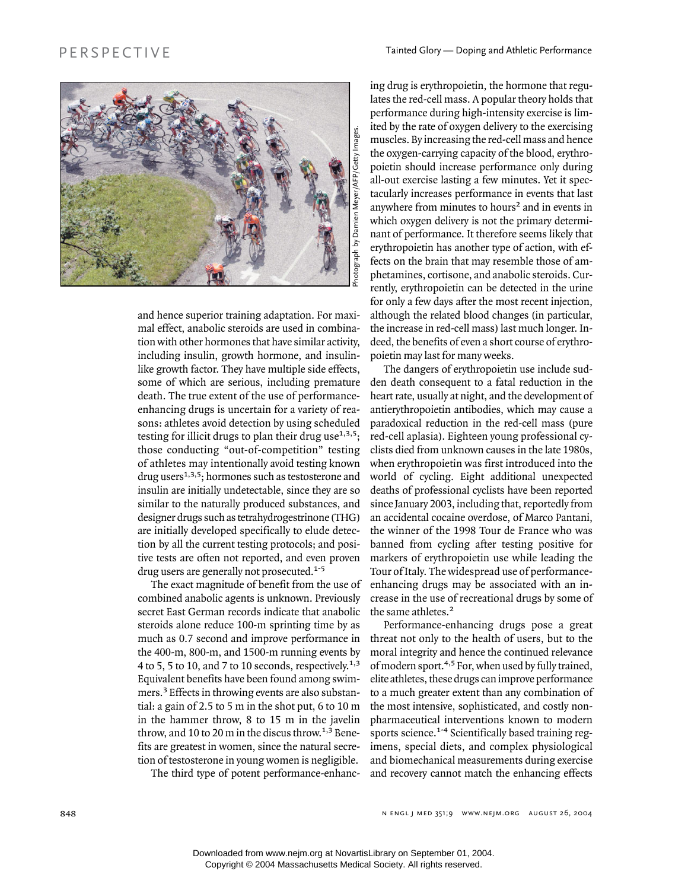and hence superior training adaptation. For maximal effect, anabolic steroids are used in combination with other hormones that have similar activity, including insulin, growth hormone, and insulin-like growth factor. They have multiple side effects, some of which are serious, including premature death. The true extent of the use of performance-enhancing drugs is uncertain for a variety of reasons: athletes avoid detection by using scheduled testing for illicit drugs to plan their drug use[1,3,5]; those conducting "out-of-competition" testing of athletes may intentionally avoid testing known drug users[1,3,5]; hormones such as testosterone and insulin are initially undetectable, since they are so similar to the naturally produced substances, and designer drugs such as tetrahydrogestrinone (THG) are initially developed specifically to elude detection by all the current testing protocols; and positive tests are often not reported, and even proven drug users are generally not prosecuted.[1-5]

The exact magnitude of benefit from the use of combined anabolic agents is unknown. Previously secret East German records indicate that anabolic steroids alone reduce 100-m sprinting time by as much as 0.7 second and improve performance in the 400-m, 800-m, and 1500-m running events by 4 to 5, 5 to 10, and 7 to 10 seconds, respectively.[1,3] Equivalent benefits have been found among swimmers.[3] Effects in throwing events are also substantial: a gain of 2.5 to 5 m in the shot put, 6 to 10 m in the hammer throw, 8 to 15 m in the javelin throw, and 10 to 20 m in the discus throw.[1,3] Benefits are greatest in women, since the natural secretion of testosterone in young women is negligible.

The third type of potent performance-enhancing drug is erythropoietin, the hormone that regulates the red-cell mass. A popular theory holds that performance during high-intensity exercise is limited by the rate of oxygen delivery to the exercising muscles. By increasing the red-cell mass and hence the oxygen-carrying capacity of the blood, erythropoietin should increase performance only during all-out exercise lasting a few minutes. Yet it spectacularly increases performance in events that last anywhere from minutes to hours[2] and in events in which oxygen delivery is not the primary determinant of performance. It therefore seems likely that erythropoietin has another type of action, with effects on the brain that may resemble those of amphetamines, cortisone, and anabolic steroids. Currently, erythropoietin can be detected in the urine for only a few days after the most recent injection, although the related blood changes (in particular, the increase in red-cell mass) last much longer. Indeed, the benefits of even a short course of erythropoietin may last for many weeks.

The dangers of erythropoietin use include sudden death consequent to a fatal reduction in the heart rate, usually at night, and the development of antierythropoietin antibodies, which may cause a paradoxical reduction in the red-cell mass (pure red-cell aplasia). Eighteen young professional cyclists died from unknown causes in the late 1980s, when erythropoietin was first introduced into the world of cycling. Eight additional unexpected deaths of professional cyclists have been reported since January 2003, including that, reportedly from an accidental cocaine overdose, of Marco Pantani, the winner of the 1998 Tour de France who was banned from cycling after testing positive for markers of erythropoietin use while leading the Tour of Italy. The widespread use of performance-enhancing drugs may be associated with an increase in the use of recreational drugs by some of the same athletes.[2]

Performance-enhancing drugs pose a great threat not only to the health of users, but to the moral integrity and hence the continued relevance of modern sport.[4,5] For, when used by fully trained, elite athletes, these drugs can improve performance to a much greater extent than any combination of the most intensive, sophisticated, and costly non-pharmaceutical interventions known to modern sports science.[1-4] Scientifically based training regimens, special diets, and complex physiological and biomechanical measurements during exercise and recovery cannot match the enhancing effects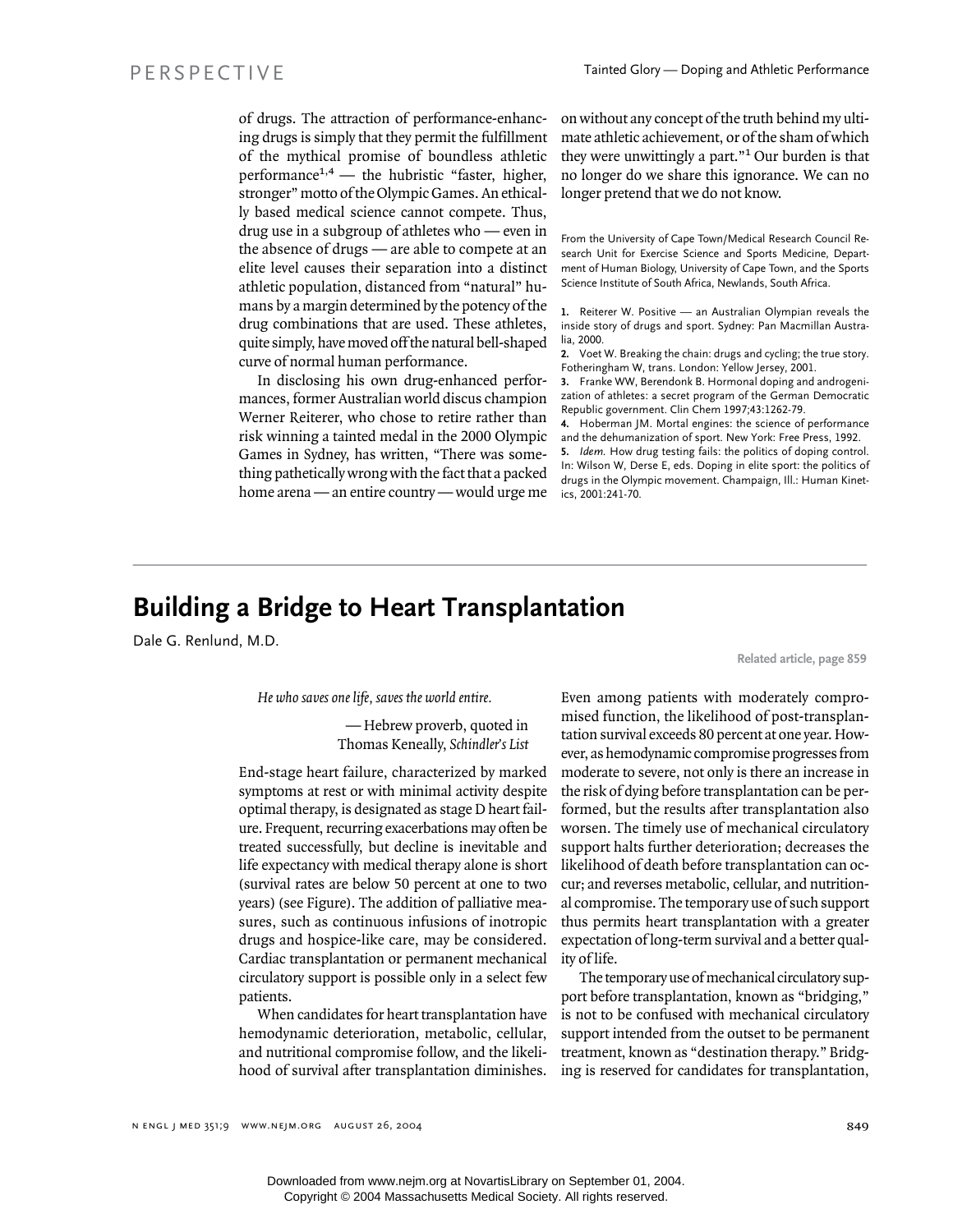of drugs. The attraction of performance-enhancing drugs is simply that they permit the fulfillment of the mythical promise of boundless athletic performance[1,4] — the hubristic "faster, higher, stronger" motto of the Olympic Games. An ethically based medical science cannot compete. Thus, drug use in a subgroup of athletes who — even in the absence of drugs — are able to compete at an elite level causes their separation into a distinct athletic population, distanced from "natural" humans by a margin determined by the potency of the drug combinations that are used. These athletes, quite simply, have moved off the natural bell-shaped curve of normal human performance.

In disclosing his own drug-enhanced performances, former Australian world discus champion Werner Reiterer, who chose to retire rather than risk winning a tainted medal in the 2000 Olympic Games in Sydney, has written, "There was something pathetically wrong with the fact that a packed home arena — an entire country — would urge me on without any concept of the truth behind my ultimate athletic achievement, or of the sham of which they were unwittingly a part."[1] Our burden is that no longer do we share this ignorance. We can no longer pretend that we do not know.

From the University of Cape Town/Medical Research Council Research Unit for Exercise Science and Sports Medicine, Department of Human Biology, University of Cape Town, and the Sports Science Institute of South Africa, Newlands, South Africa.

1. Reiterer W. Positive — an Australian Olympian reveals the inside story of drugs and sport. Sydney: Pan Macmillan Australia, 2000.
2. Voet W. Breaking the chain: drugs and cycling; the true story. Fotheringham W, trans. London: Yellow Jersey, 2001.
3. Franke WW, Berendonk B. Hormonal doping and androgenization of athletes: a secret program of the German Democratic Republic government. Clin Chem 1997;43:1262-79.
4. Hoberman JM. Mortal engines: the science of performance and the dehumanization of sport. New York: Free Press, 1992.
5. *Idem.* How drug testing fails: the politics of doping control. In: Wilson W, Derse E, eds. Doping in elite sport: the politics of drugs in the Olympic movement. Champaign, Ill.: Human Kinetics, 2001:241-70.

---

# Building a Bridge to Heart Transplantation

Dale G. Renlund, M.D.

Related article, page 859

*He who saves one life, saves the world entire.*

— Hebrew proverb, quoted in Thomas Keneally, *Schindler's List*

End-stage heart failure, characterized by marked symptoms at rest or with minimal activity despite optimal therapy, is designated as stage D heart failure. Frequent, recurring exacerbations may often be treated successfully, but decline is inevitable and life expectancy with medical therapy alone is short (survival rates are below 50 percent at one to two years) (see Figure). The addition of palliative measures, such as continuous infusions of inotropic drugs and hospice-like care, may be considered. Cardiac transplantation or permanent mechanical circulatory support is possible only in a select few patients.

When candidates for heart transplantation have hemodynamic deterioration, metabolic, cellular, and nutritional compromise follow, and the likelihood of survival after transplantation diminishes. Even among patients with moderately compromised function, the likelihood of post-transplantation survival exceeds 80 percent at one year. However, as hemodynamic compromise progresses from moderate to severe, not only is there an increase in the risk of dying before transplantation can be performed, but the results after transplantation also worsen. The timely use of mechanical circulatory support halts further deterioration; decreases the likelihood of death before transplantation can occur; and reverses metabolic, cellular, and nutritional compromise. The temporary use of such support thus permits heart transplantation with a greater expectation of long-term survival and a better quality of life.

The temporary use of mechanical circulatory support before transplantation, known as "bridging," is not to be confused with mechanical circulatory support intended from the outset to be permanent treatment, known as "destination therapy." Bridging is reserved for candidates for transplantation,